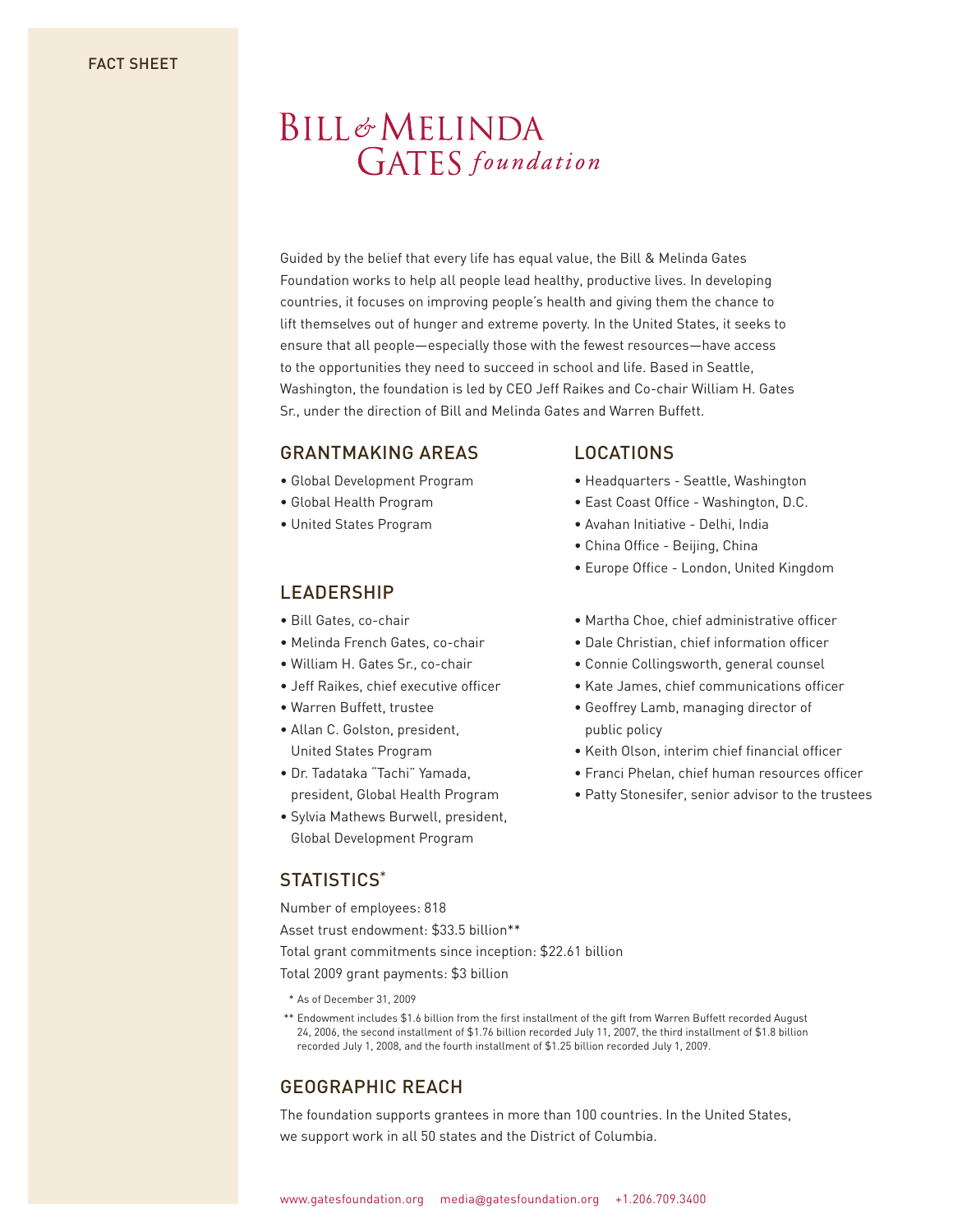FACT SHEET

# Bill & Melinda Gates foundation

Guided by the belief that every life has equal value, the Bill & Melinda Gates Foundation works to help all people lead healthy, productive lives. In developing countries, it focuses on improving people's health and giving them the chance to lift themselves out of hunger and extreme poverty. In the United States, it seeks to ensure that all people—especially those with the fewest resources—have access to the opportunities they need to succeed in school and life. Based in Seattle, Washington, the foundation is led by CEO Jeff Raikes and Co-chair William H. Gates Sr., under the direction of Bill and Melinda Gates and Warren Buffett.

## GRANTMAKING AREAS

- Global Development Program
- Global Health Program
- United States Program

## LOCATIONS

- Headquarters - Seattle, Washington
- East Coast Office - Washington, D.C.
- Avahan Initiative - Delhi, India
- China Office - Beijing, China
- Europe Office - London, United Kingdom

## LEADERSHIP

- Bill Gates, co-chair
- Melinda French Gates, co-chair
- William H. Gates Sr., co-chair
- Jeff Raikes, chief executive officer
- Warren Buffett, trustee
- Allan C. Golston, president, United States Program
- Dr. Tadataka "Tachi" Yamada, president, Global Health Program
- Sylvia Mathews Burwell, president, Global Development Program
- Martha Choe, chief administrative officer
- Dale Christian, chief information officer
- Connie Collingsworth, general counsel
- Kate James, chief communications officer
- Geoffrey Lamb, managing director of public policy
- Keith Olson, interim chief financial officer
- Franci Phelan, chief human resources officer
- Patty Stonesifer, senior advisor to the trustees

## STATISTICS*

Number of employees: 818

Asset trust endowment: $33.5 billion**

Total grant commitments since inception: $22.61 billion

Total 2009 grant payments: $3 billion

\* As of December 31, 2009

** Endowment includes $1.6 billion from the first installment of the gift from Warren Buffett recorded August 24, 2006, the second installment of $1.76 billion recorded July 11, 2007, the third installment of $1.8 billion recorded July 1, 2008, and the fourth installment of $1.25 billion recorded July 1, 2009.

## GEOGRAPHIC REACH

The foundation supports grantees in more than 100 countries. In the United States, we support work in all 50 states and the District of Columbia.

www.gatesfoundation.org media@gatesfoundation.org +1.206.709.3400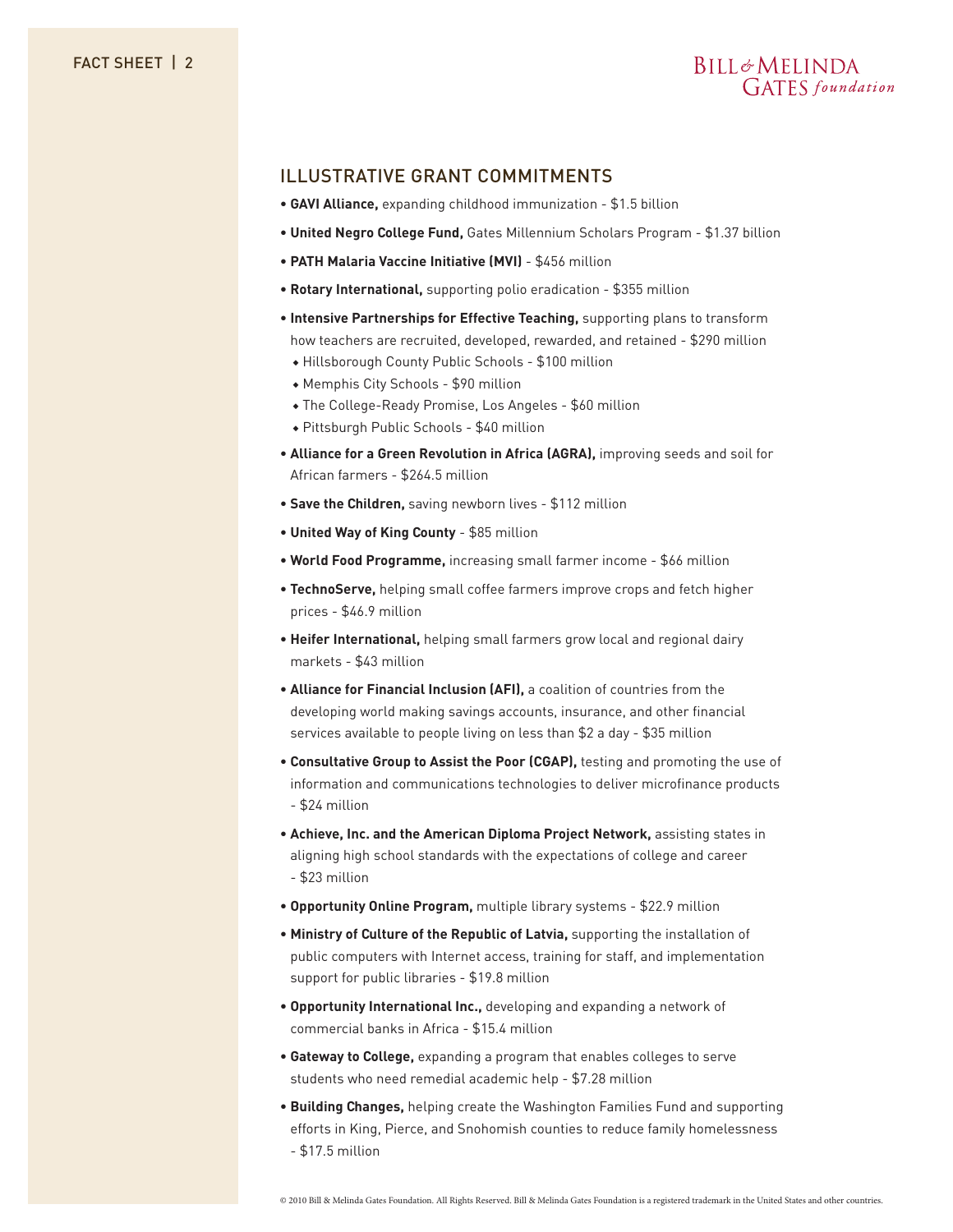## ILLUSTRATIVE GRANT COMMITMENTS

- **GAVI Alliance,** expanding childhood immunization - $1.5 billion
- **United Negro College Fund,** Gates Millennium Scholars Program - $1.37 billion
- **PATH Malaria Vaccine Initiative (MVI)** - $456 million
- **Rotary International,** supporting polio eradication - $355 million
- **Intensive Partnerships for Effective Teaching,** supporting plans to transform how teachers are recruited, developed, rewarded, and retained - $290 million
  - Hillsborough County Public Schools - $100 million
  - Memphis City Schools - $90 million
  - The College-Ready Promise, Los Angeles - $60 million
  - Pittsburgh Public Schools - $40 million
- **Alliance for a Green Revolution in Africa (AGRA),** improving seeds and soil for African farmers - $264.5 million
- **Save the Children,** saving newborn lives - $112 million
- **United Way of King County** - $85 million
- **World Food Programme,** increasing small farmer income - $66 million
- **TechnoServe,** helping small coffee farmers improve crops and fetch higher prices - $46.9 million
- **Heifer International,** helping small farmers grow local and regional dairy markets - $43 million
- **Alliance for Financial Inclusion (AFI),** a coalition of countries from the developing world making savings accounts, insurance, and other financial services available to people living on less than $2 a day - $35 million
- **Consultative Group to Assist the Poor (CGAP),** testing and promoting the use of information and communications technologies to deliver microfinance products - $24 million
- **Achieve, Inc. and the American Diploma Project Network,** assisting states in aligning high school standards with the expectations of college and career - $23 million
- **Opportunity Online Program,** multiple library systems - $22.9 million
- **Ministry of Culture of the Republic of Latvia,** supporting the installation of public computers with Internet access, training for staff, and implementation support for public libraries - $19.8 million
- **Opportunity International Inc.,** developing and expanding a network of commercial banks in Africa - $15.4 million
- **Gateway to College,** expanding a program that enables colleges to serve students who need remedial academic help - $7.28 million
- **Building Changes,** helping create the Washington Families Fund and supporting efforts in King, Pierce, and Snohomish counties to reduce family homelessness - $17.5 million

© 2010 Bill & Melinda Gates Foundation. All Rights Reserved. Bill & Melinda Gates Foundation is a registered trademark in the United States and other countries.